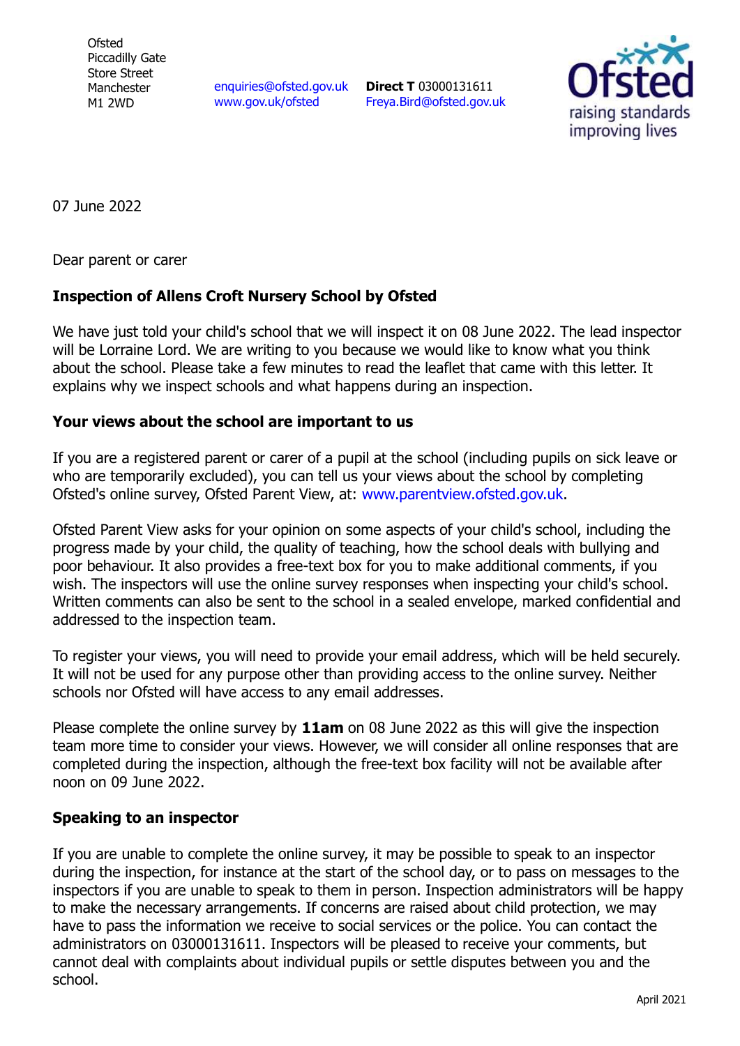Ofsted
Piccadilly Gate
Store Street
Manchester
M1 2WD

enquiries@ofsted.gov.uk
www.gov.uk/ofsted

**Direct T** 03000131611
Freya.Bird@ofsted.gov.uk

Ofsted
raising standards
improving lives

07 June 2022

Dear parent or carer

**Inspection of Allens Croft Nursery School by Ofsted**

We have just told your child's school that we will inspect it on 08 June 2022. The lead inspector will be Lorraine Lord. We are writing to you because we would like to know what you think about the school. Please take a few minutes to read the leaflet that came with this letter. It explains why we inspect schools and what happens during an inspection.

**Your views about the school are important to us**

If you are a registered parent or carer of a pupil at the school (including pupils on sick leave or who are temporarily excluded), you can tell us your views about the school by completing Ofsted's online survey, Ofsted Parent View, at: www.parentview.ofsted.gov.uk.

Ofsted Parent View asks for your opinion on some aspects of your child's school, including the progress made by your child, the quality of teaching, how the school deals with bullying and poor behaviour. It also provides a free-text box for you to make additional comments, if you wish. The inspectors will use the online survey responses when inspecting your child's school. Written comments can also be sent to the school in a sealed envelope, marked confidential and addressed to the inspection team.

To register your views, you will need to provide your email address, which will be held securely. It will not be used for any purpose other than providing access to the online survey. Neither schools nor Ofsted will have access to any email addresses.

Please complete the online survey by **11am** on 08 June 2022 as this will give the inspection team more time to consider your views. However, we will consider all online responses that are completed during the inspection, although the free-text box facility will not be available after noon on 09 June 2022.

**Speaking to an inspector**

If you are unable to complete the online survey, it may be possible to speak to an inspector during the inspection, for instance at the start of the school day, or to pass on messages to the inspectors if you are unable to speak to them in person. Inspection administrators will be happy to make the necessary arrangements. If concerns are raised about child protection, we may have to pass the information we receive to social services or the police. You can contact the administrators on 03000131611. Inspectors will be pleased to receive your comments, but cannot deal with complaints about individual pupils or settle disputes between you and the school.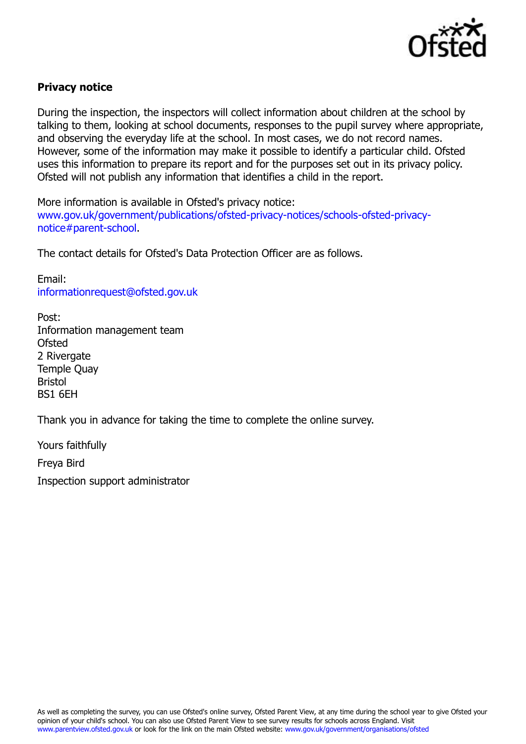**Privacy notice**

During the inspection, the inspectors will collect information about children at the school by talking to them, looking at school documents, responses to the pupil survey where appropriate, and observing the everyday life at the school. In most cases, we do not record names. However, some of the information may make it possible to identify a particular child. Ofsted uses this information to prepare its report and for the purposes set out in its privacy policy. Ofsted will not publish any information that identifies a child in the report.

More information is available in Ofsted's privacy notice: www.gov.uk/government/publications/ofsted-privacy-notices/schools-ofsted-privacy-notice#parent-school.

The contact details for Ofsted's Data Protection Officer are as follows.

Email:
informationrequest@ofsted.gov.uk

Post:
Information management team
Ofsted
2 Rivergate
Temple Quay
Bristol
BS1 6EH

Thank you in advance for taking the time to complete the online survey.

Yours faithfully

Freya Bird

Inspection support administrator

As well as completing the survey, you can use Ofsted's online survey, Ofsted Parent View, at any time during the school year to give Ofsted your opinion of your child's school. You can also use Ofsted Parent View to see survey results for schools across England. Visit www.parentview.ofsted.gov.uk or look for the link on the main Ofsted website: www.gov.uk/government/organisations/ofsted